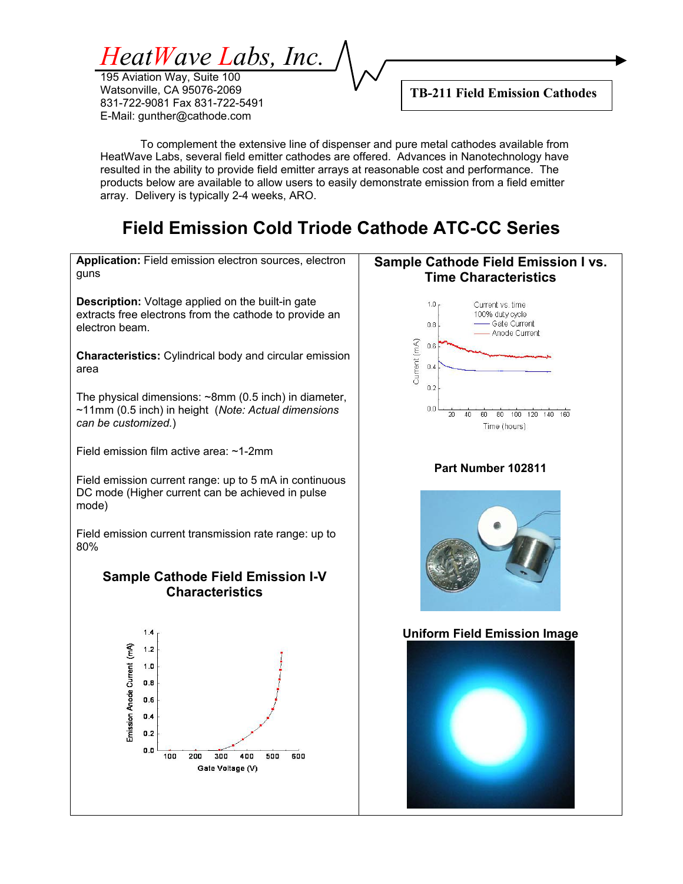# HeatWave Labs, Inc.

195 Aviation Way, Suite 100
Watsonville, CA 95076-2069
831-722-9081 Fax 831-722-5491
E-Mail: gunther@cathode.com

**TB-211 Field Emission Cathodes**

To complement the extensive line of dispenser and pure metal cathodes available from HeatWave Labs, several field emitter cathodes are offered. Advances in Nanotechnology have resulted in the ability to provide field emitter arrays at reasonable cost and performance. The products below are available to allow users to easily demonstrate emission from a field emitter array. Delivery is typically 2-4 weeks, ARO.

## Field Emission Cold Triode Cathode ATC-CC Series

**Application:** Field emission electron sources, electron guns

**Description:** Voltage applied on the built-in gate extracts free electrons from the cathode to provide an electron beam.

**Characteristics:** Cylindrical body and circular emission area

The physical dimensions: ~8mm (0.5 inch) in diameter, ~11mm (0.5 inch) in height (*Note: Actual dimensions can be customized.*)

Field emission film active area: ~1-2mm

Field emission current range: up to 5 mA in continuous DC mode (Higher current can be achieved in pulse mode)

Field emission current transmission rate range: up to 80%

### Sample Cathode Field Emission I-V Characteristics

### Sample Cathode Field Emission I vs. Time Characteristics

**Part Number 102811**

**Uniform Field Emission Image**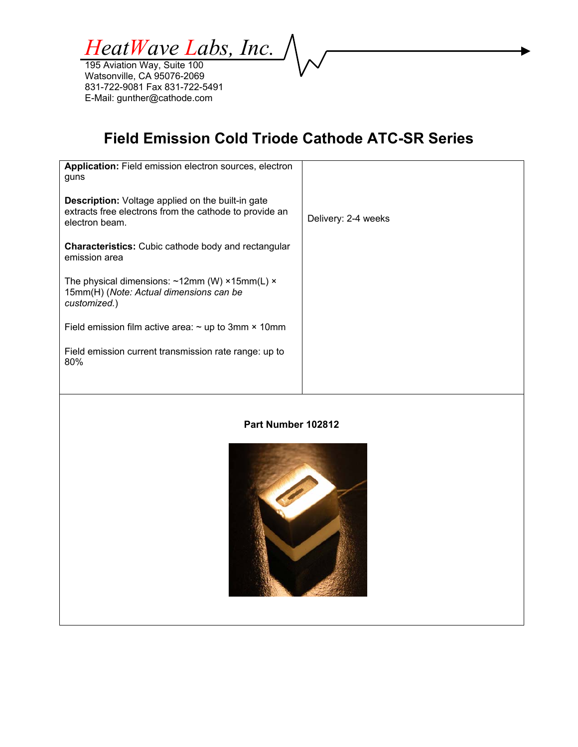*HeatWave Labs, Inc.*

195 Aviation Way, Suite 100
Watsonville, CA 95076-2069
831-722-9081 Fax 831-722-5491
E-Mail: gunther@cathode.com

# Field Emission Cold Triode Cathode ATC-SR Series

| **Application:** Field emission electron sources, electron guns<br><br>**Description:** Voltage applied on the built-in gate extracts free electrons from the cathode to provide an electron beam.<br><br>**Characteristics:** Cubic cathode body and rectangular emission area<br><br>The physical dimensions: ~12mm (W) ×15mm(L) × 15mm(H) (*Note: Actual dimensions can be customized.*)<br><br>Field emission film active area: ~ up to 3mm × 10mm<br><br>Field emission current transmission rate range: up to 80% | Delivery: 2-4 weeks |
| --- | --- |

**Part Number 102812**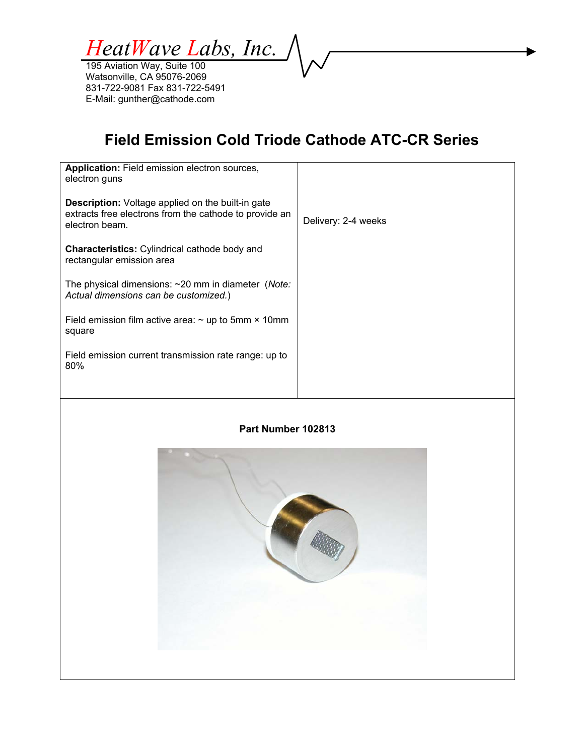*HeatWave Labs, Inc.*

195 Aviation Way, Suite 100
Watsonville, CA 95076-2069
831-722-9081 Fax 831-722-5491
E-Mail: gunther@cathode.com

# Field Emission Cold Triode Cathode ATC-CR Series

| | |
|---|---|
| **Application:** Field emission electron sources, electron guns<br><br>**Description:** Voltage applied on the built-in gate extracts free electrons from the cathode to provide an electron beam.<br><br>**Characteristics:** Cylindrical cathode body and rectangular emission area<br><br>The physical dimensions: ~20 mm in diameter (*Note: Actual dimensions can be customized.*)<br><br>Field emission film active area: ~ up to 5mm × 10mm square<br><br>Field emission current transmission rate range: up to 80% | Delivery: 2-4 weeks |

**Part Number 102813**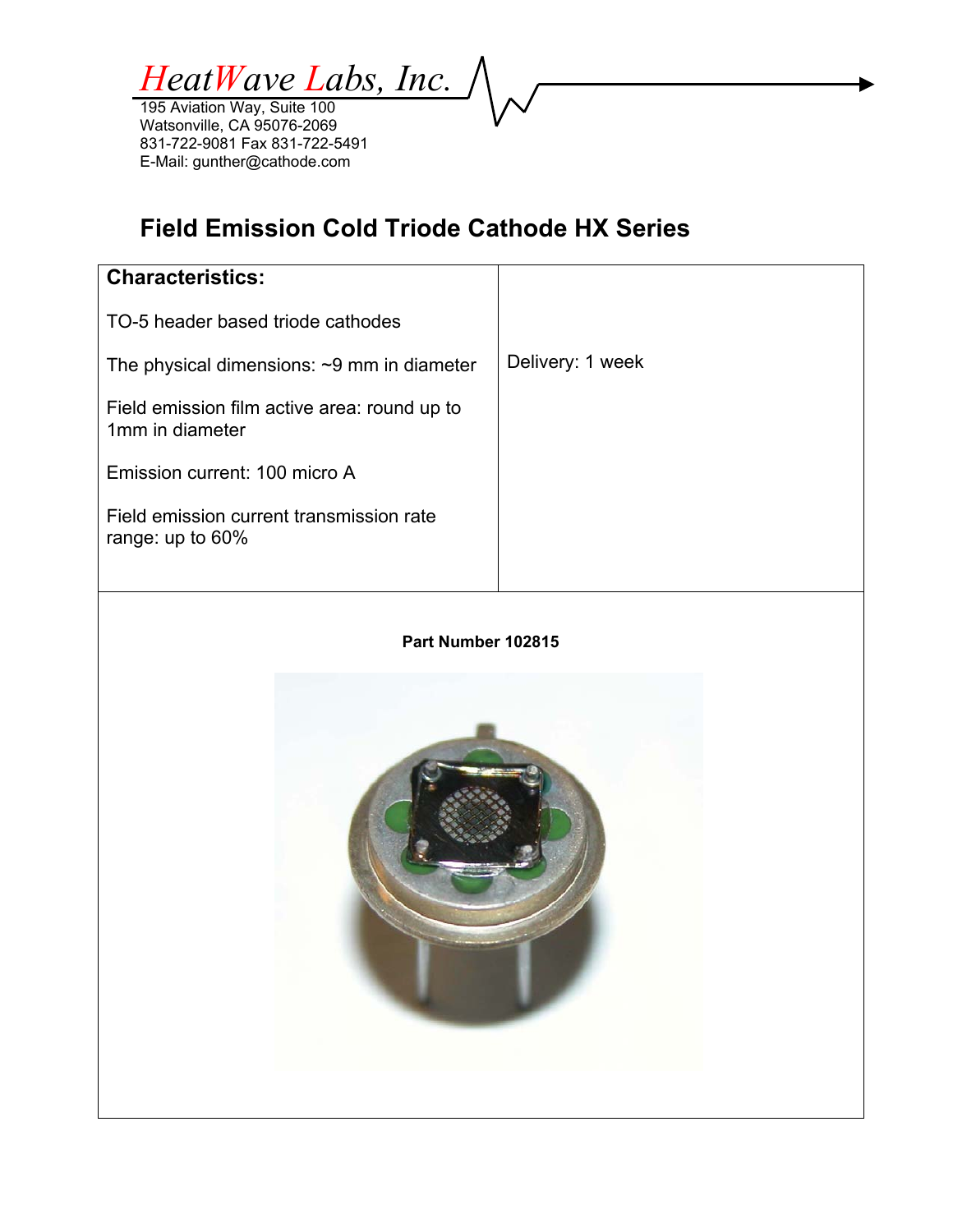*HeatWave Labs, Inc.*
195 Aviation Way, Suite 100
Watsonville, CA 95076-2069
831-722-9081 Fax 831-722-5491
E-Mail: gunther@cathode.com

## Field Emission Cold Triode Cathode HX Series

| | |
|---|---|
| **Characteristics:**<br><br>TO-5 header based triode cathodes<br><br>The physical dimensions: ~9 mm in diameter<br><br>Field emission film active area: round up to 1mm in diameter<br><br>Emission current: 100 micro A<br><br>Field emission current transmission rate range: up to 60% | Delivery: 1 week |

**Part Number 102815**